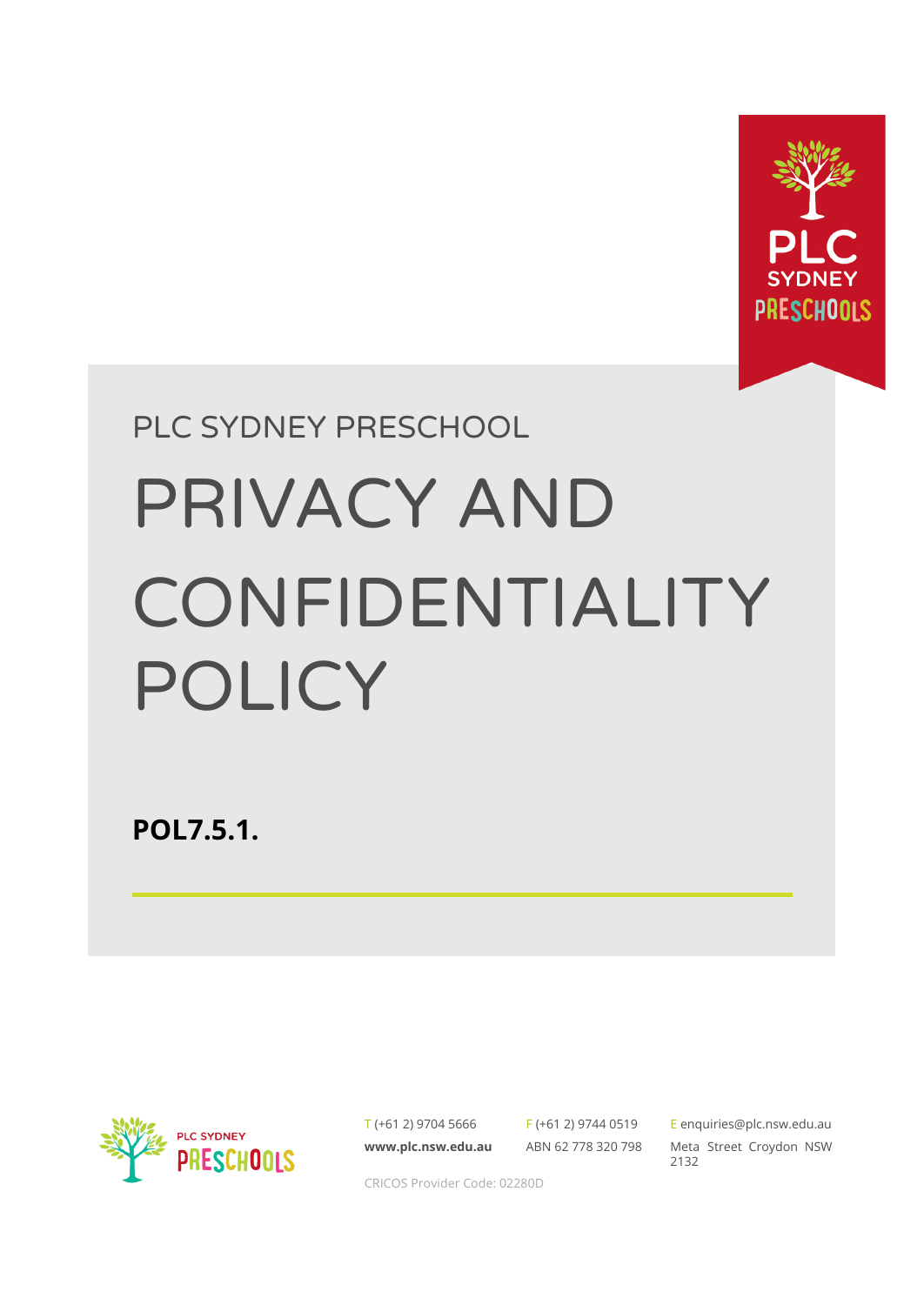PLC SYDNEY PRESCHOOL

# PRIVACY AND CONFIDENTIALITY POLICY

**POL7.5.1.**

T (+61 2) 9704 5666 | F (+61 2) 9744 0519 | E enquiries@plc.nsw.edu.au

**www.plc.nsw.edu.au** | ABN 62 778 320 798 | Meta Street Croydon NSW 2132

CRICOS Provider Code: 02280D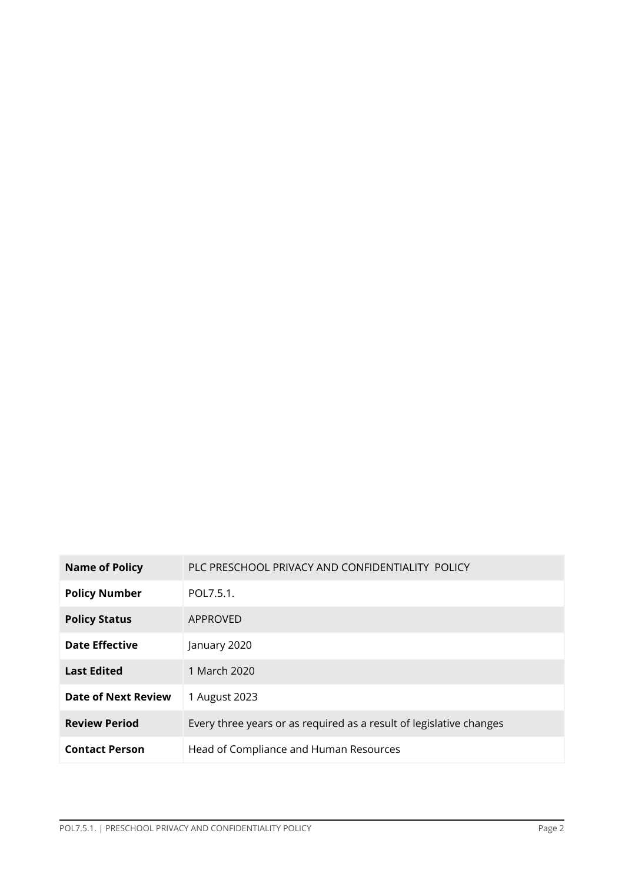| Name of Policy | PLC PRESCHOOL PRIVACY AND CONFIDENTIALITY POLICY |
| --- | --- |
| Policy Number | POL7.5.1. |
| Policy Status | APPROVED |
| Date Effective | January 2020 |
| Last Edited | 1 March 2020 |
| Date of Next Review | 1 August 2023 |
| Review Period | Every three years or as required as a result of legislative changes |
| Contact Person | Head of Compliance and Human Resources |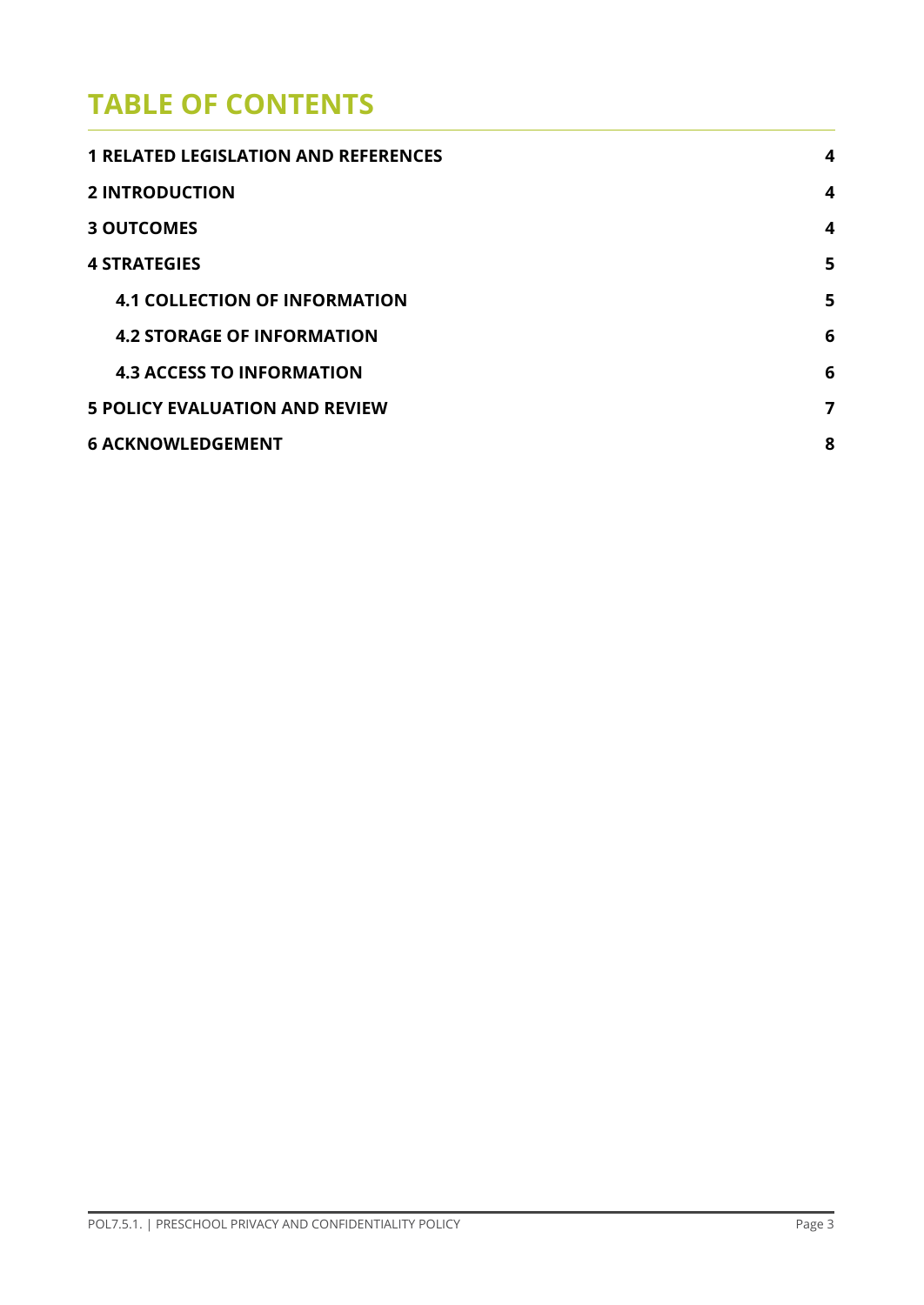# TABLE OF CONTENTS

| | |
|---|---|
| **1 RELATED LEGISLATION AND REFERENCES** | **4** |
| **2 INTRODUCTION** | **4** |
| **3 OUTCOMES** | **4** |
| **4 STRATEGIES** | **5** |
| **4.1 COLLECTION OF INFORMATION** | **5** |
| **4.2 STORAGE OF INFORMATION** | **6** |
| **4.3 ACCESS TO INFORMATION** | **6** |
| **5 POLICY EVALUATION AND REVIEW** | **7** |
| **6 ACKNOWLEDGEMENT** | **8** |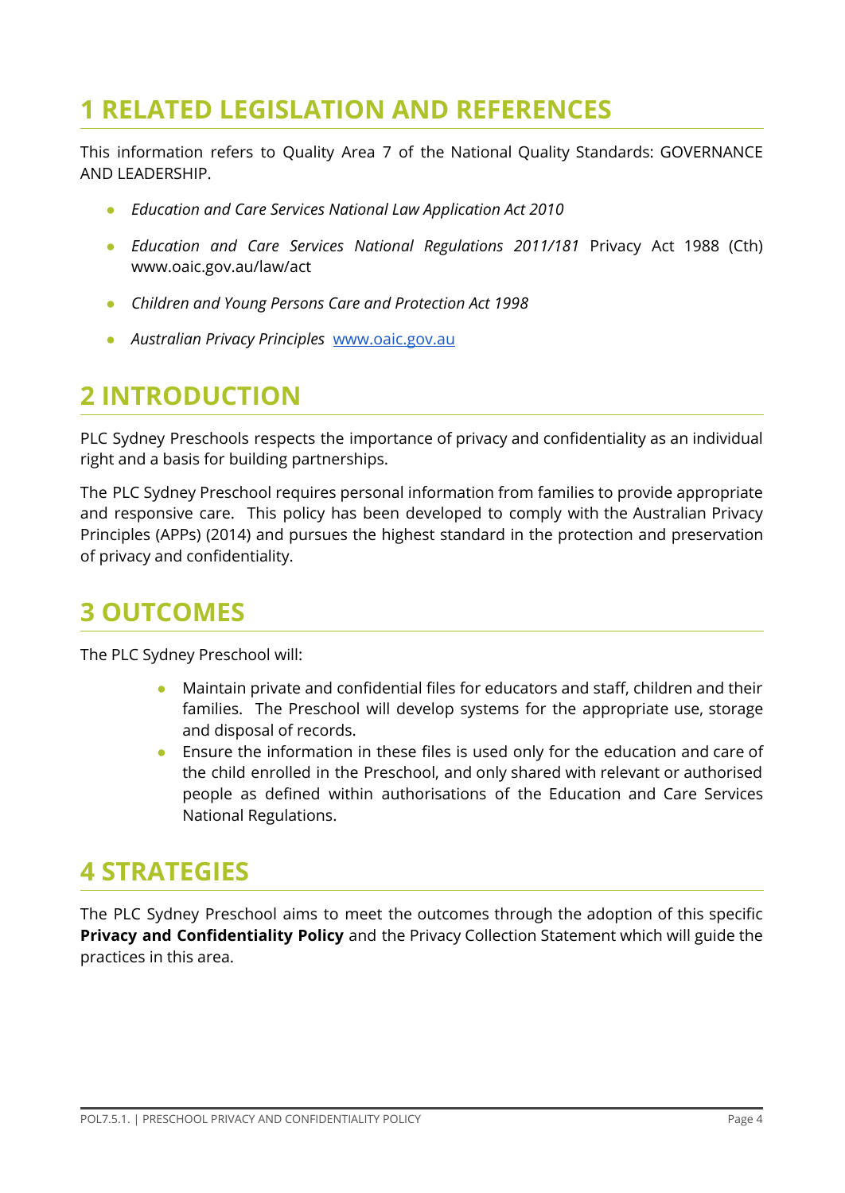# 1 RELATED LEGISLATION AND REFERENCES

This information refers to Quality Area 7 of the National Quality Standards: GOVERNANCE AND LEADERSHIP.

- *Education and Care Services National Law Application Act 2010*
- *Education and Care Services National Regulations 2011/181* Privacy Act 1988 (Cth) www.oaic.gov.au/law/act
- *Children and Young Persons Care and Protection Act 1998*
- *Australian Privacy Principles* [www.oaic.gov.au](http://www.oaic.gov.au)

# 2 INTRODUCTION

PLC Sydney Preschools respects the importance of privacy and confidentiality as an individual right and a basis for building partnerships.

The PLC Sydney Preschool requires personal information from families to provide appropriate and responsive care. This policy has been developed to comply with the Australian Privacy Principles (APPs) (2014) and pursues the highest standard in the protection and preservation of privacy and confidentiality.

# 3 OUTCOMES

The PLC Sydney Preschool will:

- Maintain private and confidential files for educators and staff, children and their families. The Preschool will develop systems for the appropriate use, storage and disposal of records.
- Ensure the information in these files is used only for the education and care of the child enrolled in the Preschool, and only shared with relevant or authorised people as defined within authorisations of the Education and Care Services National Regulations.

# 4 STRATEGIES

The PLC Sydney Preschool aims to meet the outcomes through the adoption of this specific **Privacy and Confidentiality Policy** and the Privacy Collection Statement which will guide the practices in this area.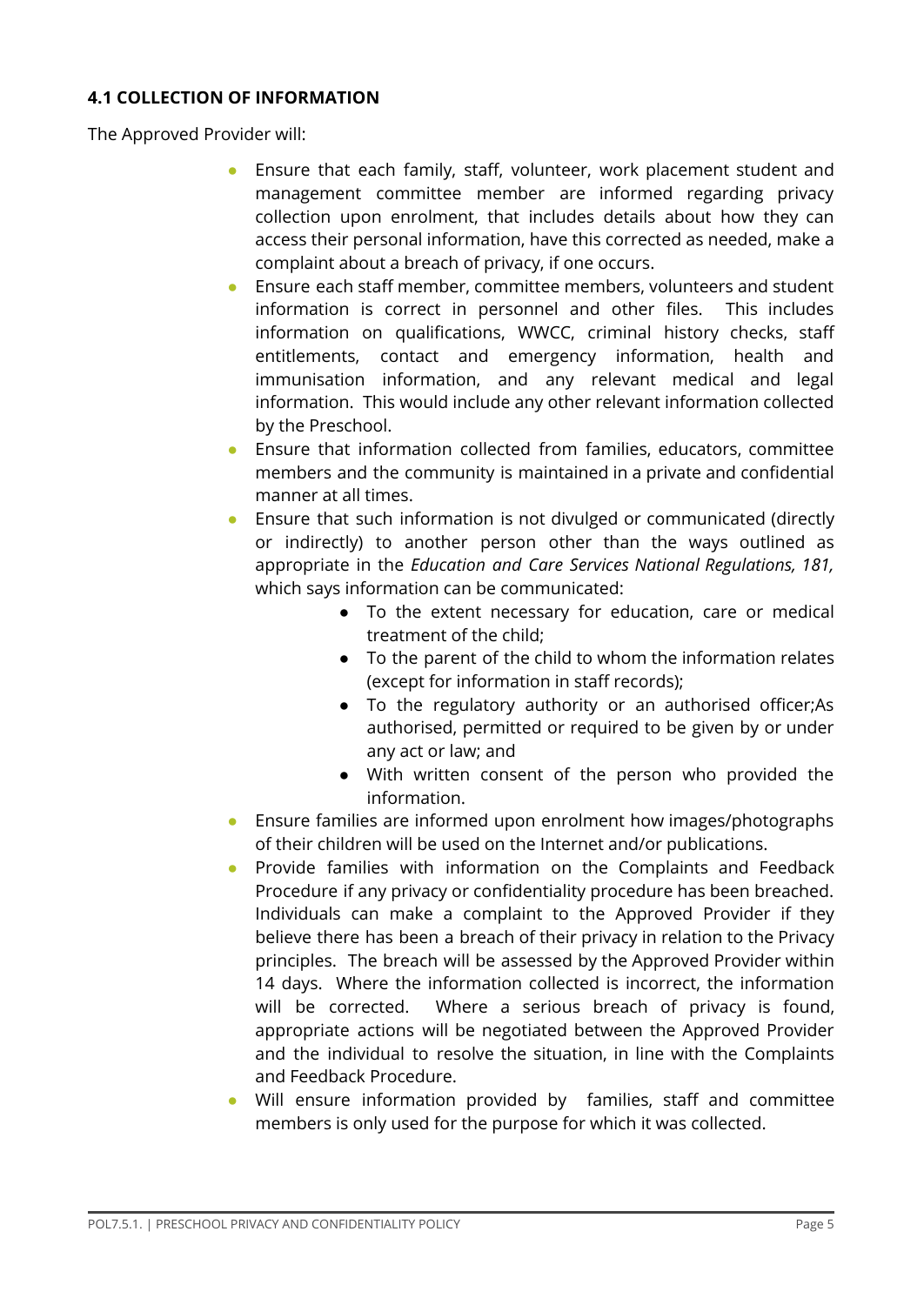### 4.1 COLLECTION OF INFORMATION

The Approved Provider will:

- Ensure that each family, staff, volunteer, work placement student and management committee member are informed regarding privacy collection upon enrolment, that includes details about how they can access their personal information, have this corrected as needed, make a complaint about a breach of privacy, if one occurs.
- Ensure each staff member, committee members, volunteers and student information is correct in personnel and other files. This includes information on qualifications, WWCC, criminal history checks, staff entitlements, contact and emergency information, health and immunisation information, and any relevant medical and legal information. This would include any other relevant information collected by the Preschool.
- Ensure that information collected from families, educators, committee members and the community is maintained in a private and confidential manner at all times.
- Ensure that such information is not divulged or communicated (directly or indirectly) to another person other than the ways outlined as appropriate in the *Education and Care Services National Regulations, 181,* which says information can be communicated:
  - To the extent necessary for education, care or medical treatment of the child;
  - To the parent of the child to whom the information relates (except for information in staff records);
  - To the regulatory authority or an authorised officer;As authorised, permitted or required to be given by or under any act or law; and
  - With written consent of the person who provided the information.
- Ensure families are informed upon enrolment how images/photographs of their children will be used on the Internet and/or publications.
- Provide families with information on the Complaints and Feedback Procedure if any privacy or confidentiality procedure has been breached. Individuals can make a complaint to the Approved Provider if they believe there has been a breach of their privacy in relation to the Privacy principles. The breach will be assessed by the Approved Provider within 14 days. Where the information collected is incorrect, the information will be corrected. Where a serious breach of privacy is found, appropriate actions will be negotiated between the Approved Provider and the individual to resolve the situation, in line with the Complaints and Feedback Procedure.
- Will ensure information provided by families, staff and committee members is only used for the purpose for which it was collected.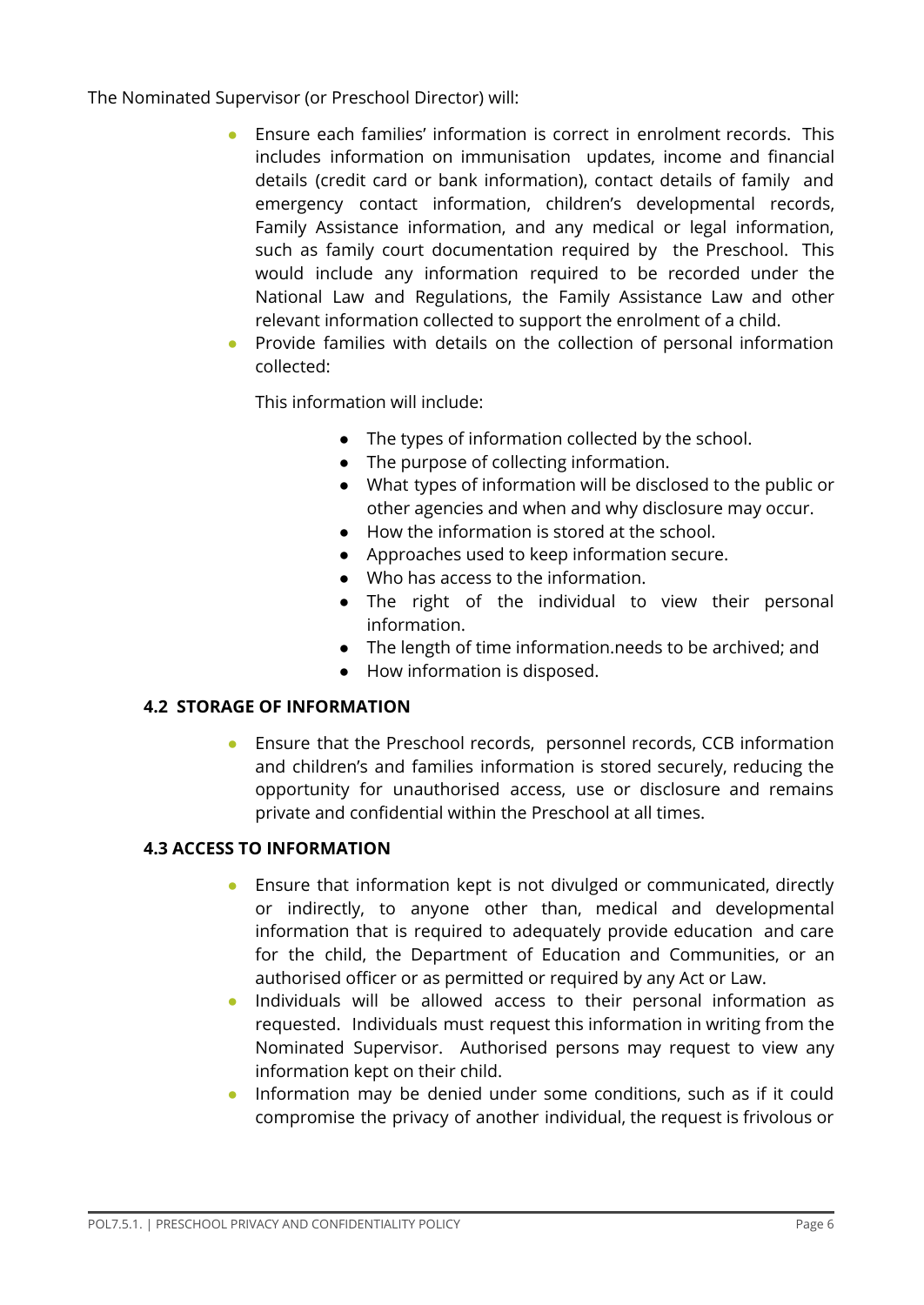The Nominated Supervisor (or Preschool Director) will:

- Ensure each families' information is correct in enrolment records. This includes information on immunisation updates, income and financial details (credit card or bank information), contact details of family and emergency contact information, children's developmental records, Family Assistance information, and any medical or legal information, such as family court documentation required by the Preschool. This would include any information required to be recorded under the National Law and Regulations, the Family Assistance Law and other relevant information collected to support the enrolment of a child.
- Provide families with details on the collection of personal information collected:

  This information will include:

  - The types of information collected by the school.
  - The purpose of collecting information.
  - What types of information will be disclosed to the public or other agencies and when and why disclosure may occur.
  - How the information is stored at the school.
  - Approaches used to keep information secure.
  - Who has access to the information.
  - The right of the individual to view their personal information.
  - The length of time information.needs to be archived; and
  - How information is disposed.

### 4.2 STORAGE OF INFORMATION

- Ensure that the Preschool records, personnel records, CCB information and children's and families information is stored securely, reducing the opportunity for unauthorised access, use or disclosure and remains private and confidential within the Preschool at all times.

### 4.3 ACCESS TO INFORMATION

- Ensure that information kept is not divulged or communicated, directly or indirectly, to anyone other than, medical and developmental information that is required to adequately provide education and care for the child, the Department of Education and Communities, or an authorised officer or as permitted or required by any Act or Law.
- Individuals will be allowed access to their personal information as requested. Individuals must request this information in writing from the Nominated Supervisor. Authorised persons may request to view any information kept on their child.
- Information may be denied under some conditions, such as if it could compromise the privacy of another individual, the request is frivolous or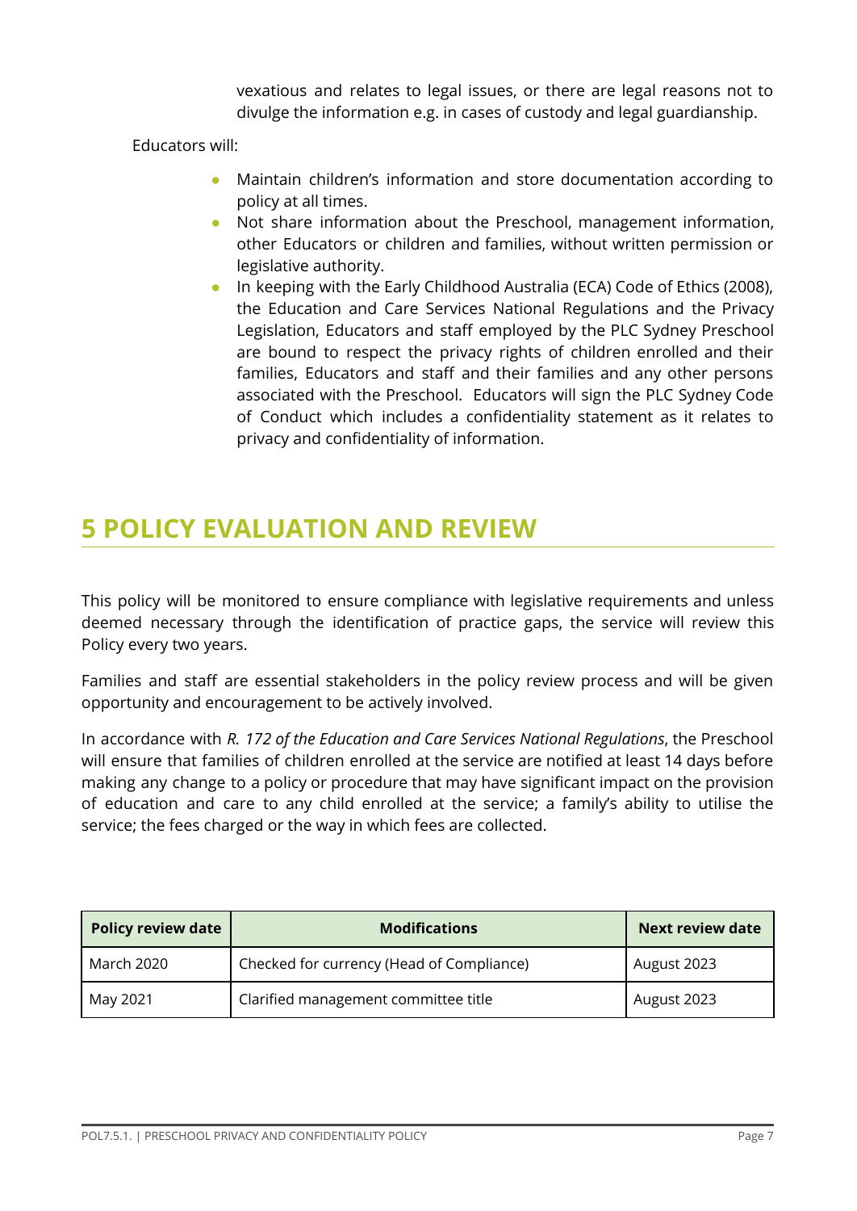vexatious and relates to legal issues, or there are legal reasons not to divulge the information e.g. in cases of custody and legal guardianship.

Educators will:

- Maintain children's information and store documentation according to policy at all times.
- Not share information about the Preschool, management information, other Educators or children and families, without written permission or legislative authority.
- In keeping with the Early Childhood Australia (ECA) Code of Ethics (2008), the Education and Care Services National Regulations and the Privacy Legislation, Educators and staff employed by the PLC Sydney Preschool are bound to respect the privacy rights of children enrolled and their families, Educators and staff and their families and any other persons associated with the Preschool. Educators will sign the PLC Sydney Code of Conduct which includes a confidentiality statement as it relates to privacy and confidentiality of information.

## 5 POLICY EVALUATION AND REVIEW

This policy will be monitored to ensure compliance with legislative requirements and unless deemed necessary through the identification of practice gaps, the service will review this Policy every two years.

Families and staff are essential stakeholders in the policy review process and will be given opportunity and encouragement to be actively involved.

In accordance with *R. 172 of the Education and Care Services National Regulations*, the Preschool will ensure that families of children enrolled at the service are notified at least 14 days before making any change to a policy or procedure that may have significant impact on the provision of education and care to any child enrolled at the service; a family's ability to utilise the service; the fees charged or the way in which fees are collected.

| Policy review date | Modifications | Next review date |
|---|---|---|
| March 2020 | Checked for currency (Head of Compliance) | August 2023 |
| May 2021 | Clarified management committee title | August 2023 |